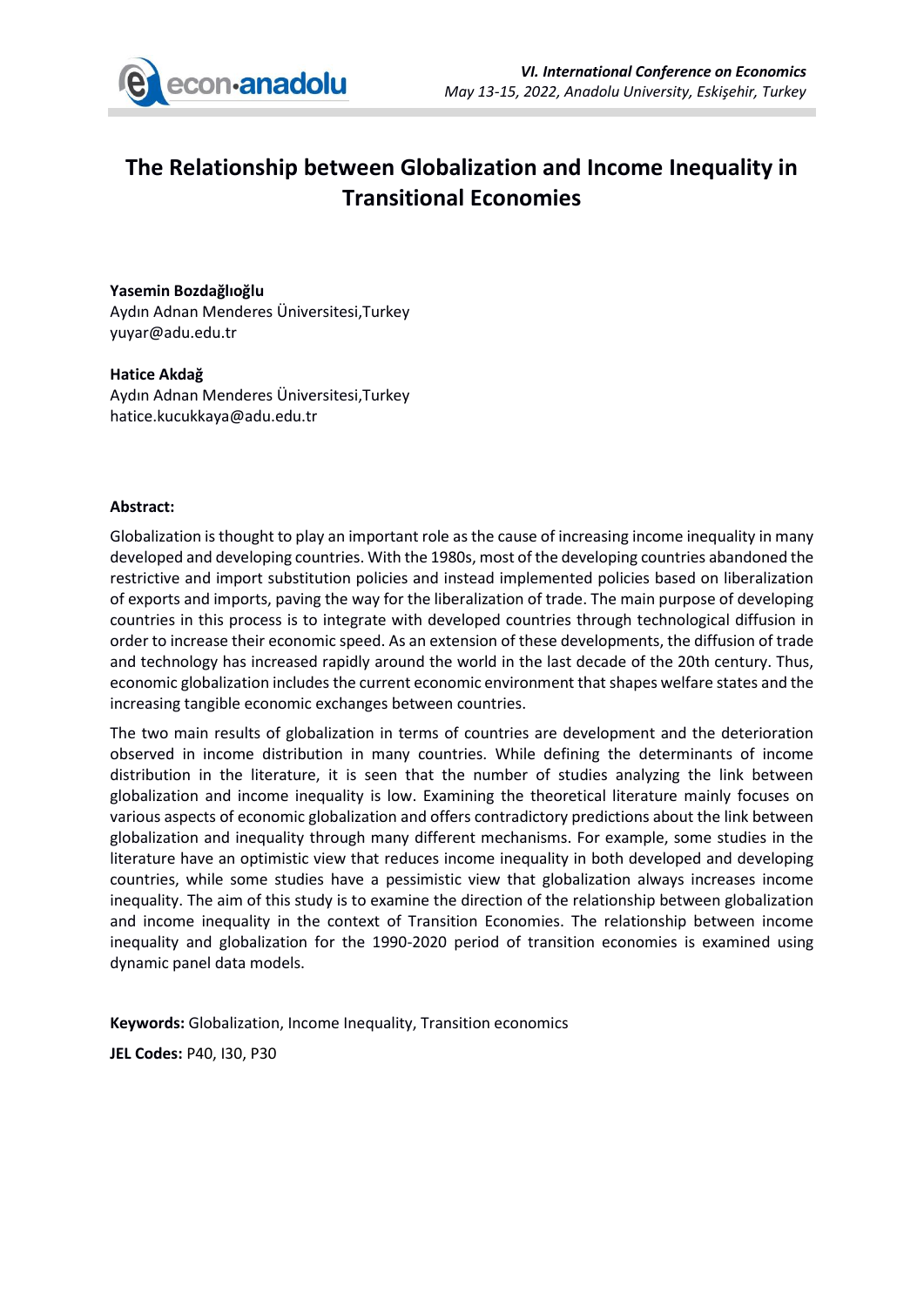# The Relationship between Globalization and Income Inequality in Transitional Economies

**Yasemin Bozdağlıoğlu**
Aydın Adnan Menderes Üniversitesi,Turkey
yuyar@adu.edu.tr

**Hatice Akdağ**
Aydın Adnan Menderes Üniversitesi,Turkey
hatice.kucukkaya@adu.edu.tr

**Abstract:**

Globalization is thought to play an important role as the cause of increasing income inequality in many developed and developing countries. With the 1980s, most of the developing countries abandoned the restrictive and import substitution policies and instead implemented policies based on liberalization of exports and imports, paving the way for the liberalization of trade. The main purpose of developing countries in this process is to integrate with developed countries through technological diffusion in order to increase their economic speed. As an extension of these developments, the diffusion of trade and technology has increased rapidly around the world in the last decade of the 20th century. Thus, economic globalization includes the current economic environment that shapes welfare states and the increasing tangible economic exchanges between countries.

The two main results of globalization in terms of countries are development and the deterioration observed in income distribution in many countries. While defining the determinants of income distribution in the literature, it is seen that the number of studies analyzing the link between globalization and income inequality is low. Examining the theoretical literature mainly focuses on various aspects of economic globalization and offers contradictory predictions about the link between globalization and inequality through many different mechanisms. For example, some studies in the literature have an optimistic view that reduces income inequality in both developed and developing countries, while some studies have a pessimistic view that globalization always increases income inequality. The aim of this study is to examine the direction of the relationship between globalization and income inequality in the context of Transition Economies. The relationship between income inequality and globalization for the 1990-2020 period of transition economies is examined using dynamic panel data models.

**Keywords:** Globalization, Income Inequality, Transition economics

**JEL Codes:** P40, I30, P30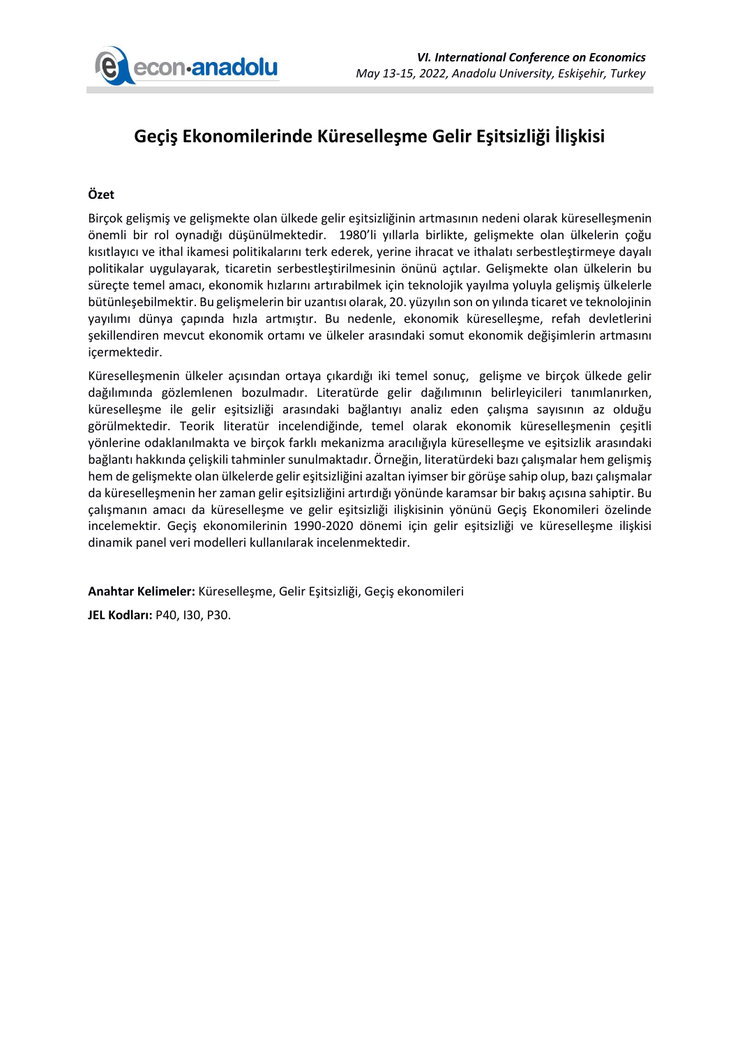# Geçiş Ekonomilerinde Küreselleşme Gelir Eşitsizliği İlişkisi

**Özet**

Birçok gelişmiş ve gelişmekte olan ülkede gelir eşitsizliğinin artmasının nedeni olarak küreselleşmenin önemli bir rol oynadığı düşünülmektedir. 1980'li yıllarla birlikte, gelişmekte olan ülkelerin çoğu kısıtlayıcı ve ithal ikamesi politikalarını terk ederek, yerine ihracat ve ithalatı serbestleştirmeye dayalı politikalar uygulayarak, ticaretin serbestleştirilmesinin önünü açtılar. Gelişmekte olan ülkelerin bu süreçte temel amacı, ekonomik hızlarını artırabilmek için teknolojik yayılma yoluyla gelişmiş ülkelerle bütünleşebilmektir. Bu gelişmelerin bir uzantısı olarak, 20. yüzyılın son on yılında ticaret ve teknolojinin yayılımı dünya çapında hızla artmıştır. Bu nedenle, ekonomik küreselleşme, refah devletlerini şekillendiren mevcut ekonomik ortamı ve ülkeler arasındaki somut ekonomik değişimlerin artmasını içermektedir.

Küreselleşmenin ülkeler açısından ortaya çıkardığı iki temel sonuç, gelişme ve birçok ülkede gelir dağılımında gözlemlenen bozulmadır. Literatürde gelir dağılımının belirleyicileri tanımlanırken, küreselleşme ile gelir eşitsizliği arasındaki bağlantıyı analiz eden çalışma sayısının az olduğu görülmektedir. Teorik literatür incelendiğinde, temel olarak ekonomik küreselleşmenin çeşitli yönlerine odaklanılmakta ve birçok farklı mekanizma aracılığıyla küreselleşme ve eşitsizlik arasındaki bağlantı hakkında çelişkili tahminler sunulmaktadır. Örneğin, literatürdeki bazı çalışmalar hem gelişmiş hem de gelişmekte olan ülkelerde gelir eşitsizliğini azaltan iyimser bir görüşe sahip olup, bazı çalışmalar da küreselleşmenin her zaman gelir eşitsizliğini artırdığı yönünde karamsar bir bakış açısına sahiptir. Bu çalışmanın amacı da küreselleşme ve gelir eşitsizliği ilişkisinin yönünü Geçiş Ekonomileri özelinde incelemektir. Geçiş ekonomilerinin 1990-2020 dönemi için gelir eşitsizliği ve küreselleşme ilişkisi dinamik panel veri modelleri kullanılarak incelenmektedir.

**Anahtar Kelimeler:** Küreselleşme, Gelir Eşitsizliği, Geçiş ekonomileri

**JEL Kodları:** P40, I30, P30.